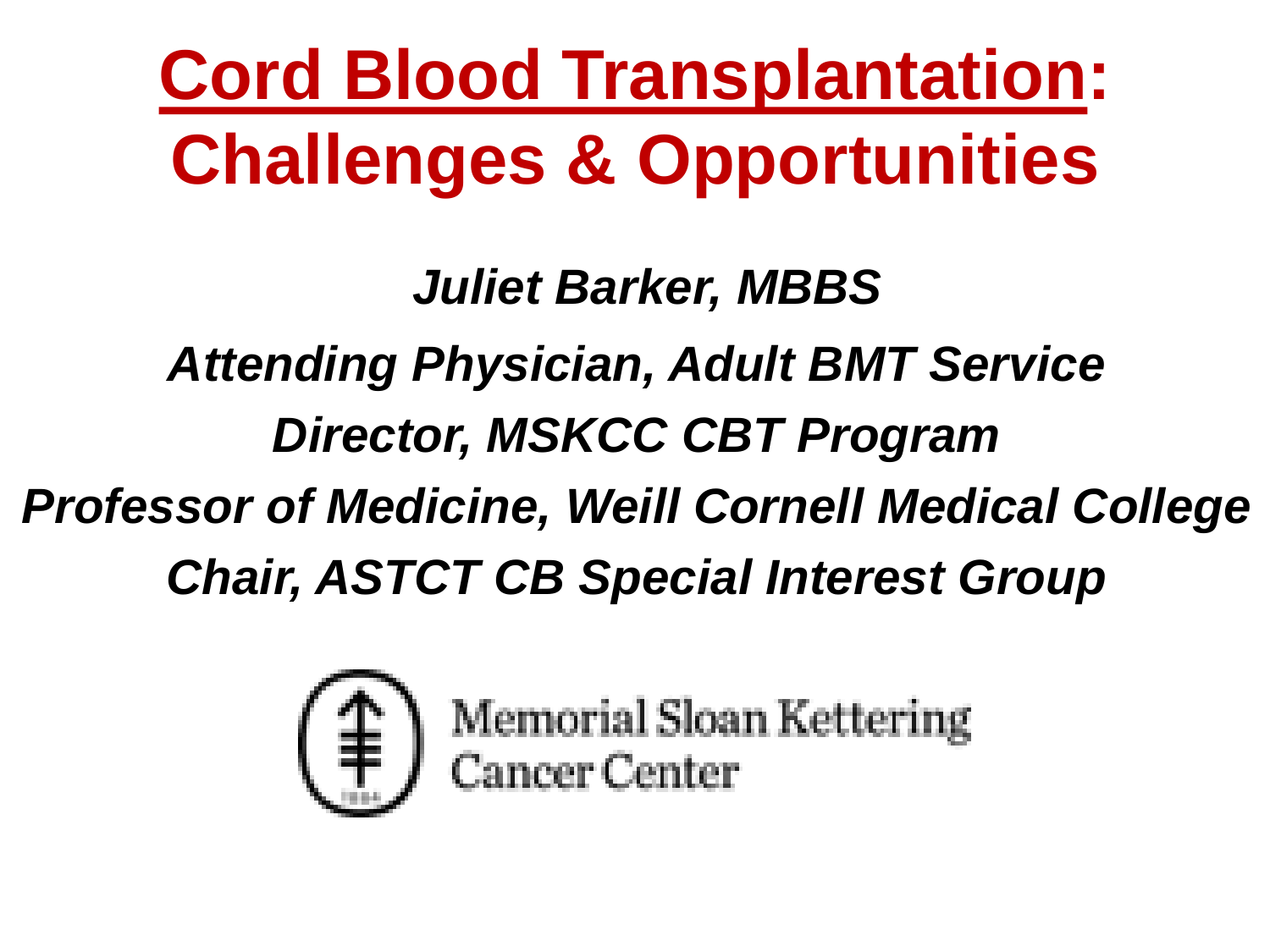# Cord Blood Transplantation: Challenges & Opportunities

***Juliet Barker, MBBS***

***Attending Physician, Adult BMT Service***

***Director, MSKCC CBT Program***

***Professor of Medicine, Weill Cornell Medical College***

***Chair, ASTCT CB Special Interest Group***

Memorial Sloan Kettering Cancer Center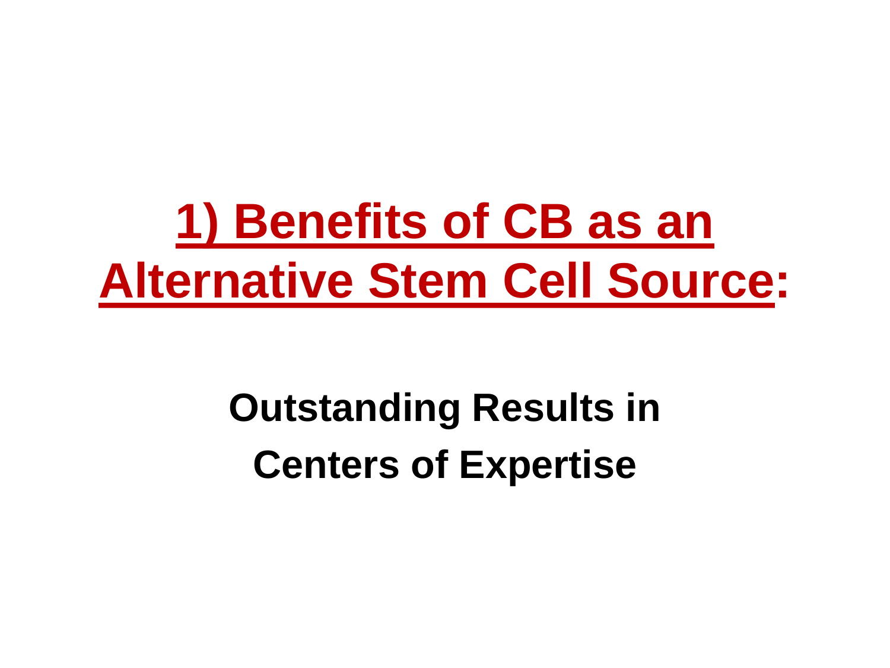# 1) Benefits of CB as an Alternative Stem Cell Source:

**Outstanding Results in Centers of Expertise**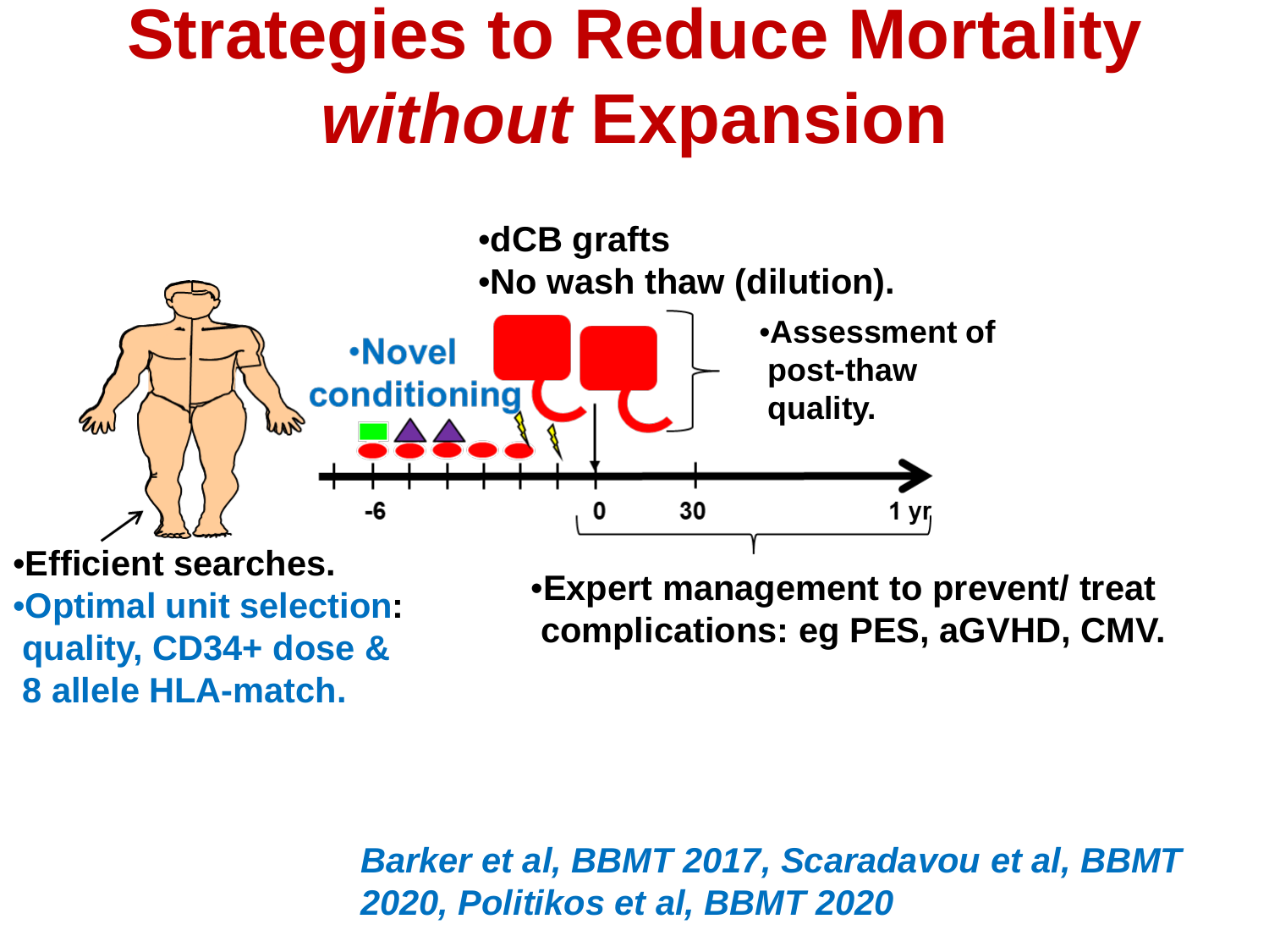# Strategies to Reduce Mortality *without* Expansion

- dCB grafts
- No wash thaw (dilution).

- Novel conditioning

- Assessment of post-thaw quality.

-6 0 30 1 yr

- Efficient searches.
- Optimal unit selection: quality, CD34+ dose & 8 allele HLA-match.

- Expert management to prevent/ treat complications: eg PES, aGVHD, CMV.

*Barker et al, BBMT 2017, Scaradavou et al, BBMT 2020, Politikos et al, BBMT 2020*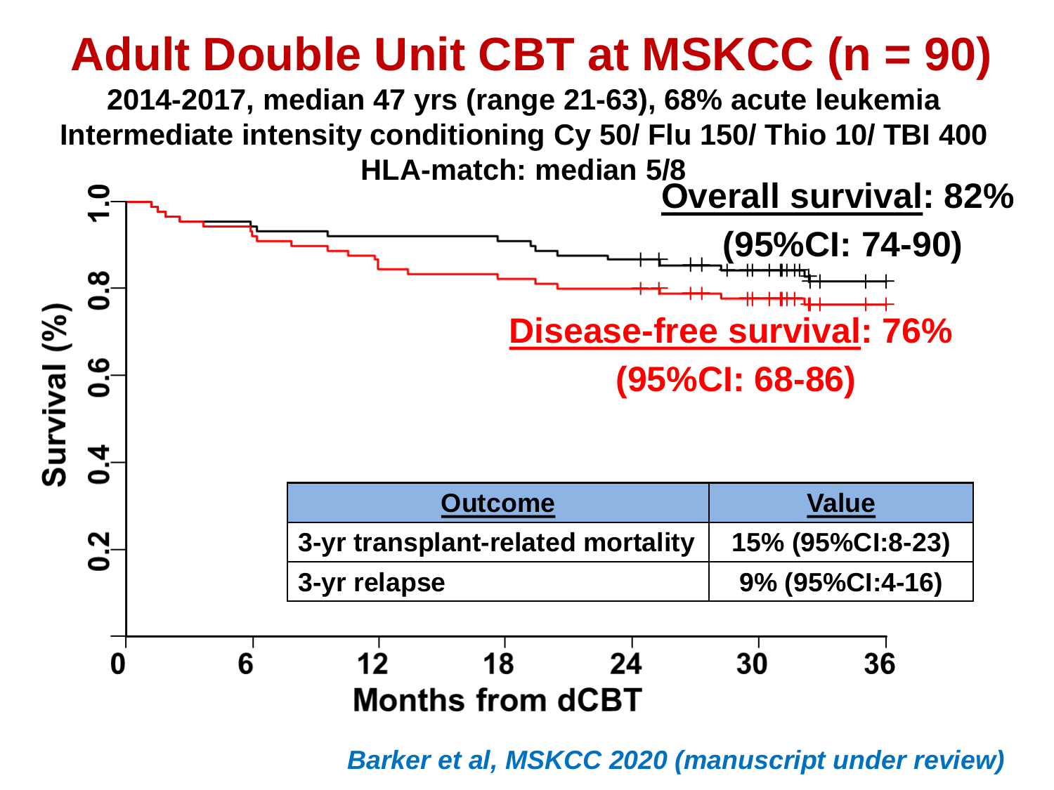# Adult Double Unit CBT at MSKCC (n = 90)

**2014-2017, median 47 yrs (range 21-63), 68% acute leukemia**
**Intermediate intensity conditioning Cy 50/ Flu 150/ Thio 10/ TBI 400**
**HLA-match: median 5/8**

**Overall survival: 82% (95%CI: 74-90)**

**Disease-free survival: 76% (95%CI: 68-86)**

Survival (%)

Months from dCBT

| Outcome | Value |
|---|---|
| 3-yr transplant-related mortality | 15% (95%CI:8-23) |
| 3-yr relapse | 9% (95%CI:4-16) |

*Barker et al, MSKCC 2020 (manuscript under review)*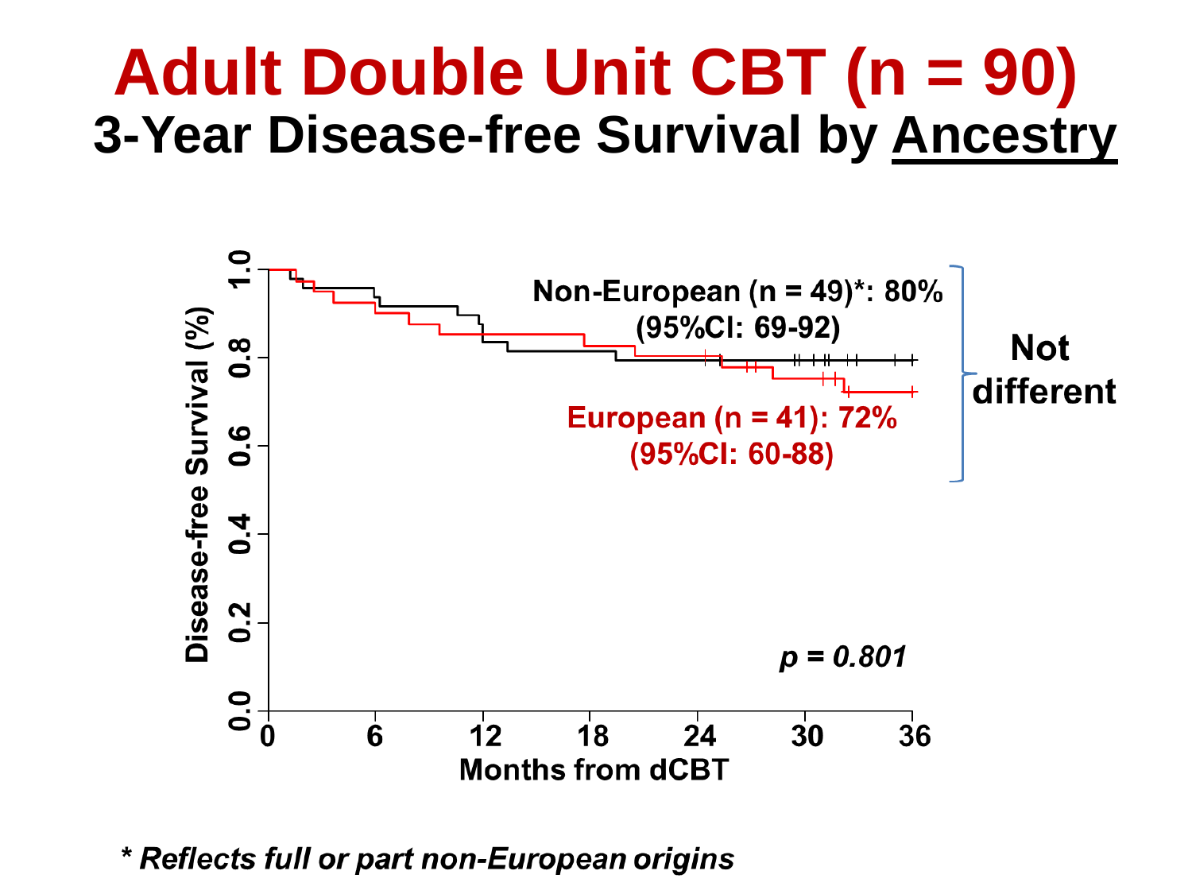# Adult Double Unit CBT (n = 90)

## 3-Year Disease-free Survival by Ancestry

Disease-free Survival (%)

1.0
0.8
0.6
0.4
0.2
0.0

0 6 12 18 24 30 36

Months from dCBT

**Non-European (n = 49)*: 80% (95%CI: 69-92)**

**European (n = 41): 72% (95%CI: 60-88)**

**Not different**

*$p = 0.801$*

*** Reflects full or part non-European origins**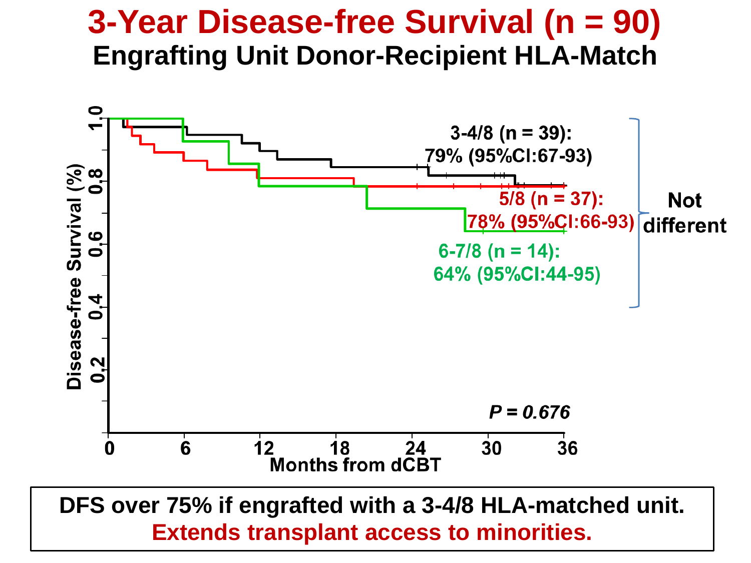# 3-Year Disease-free Survival (n = 90)

## Engrafting Unit Donor-Recipient HLA-Match

Disease-free Survival (%)

Months from dCBT

3-4/8 (n = 39): 79% (95%CI:67-93)

5/8 (n = 37): 78% (95%CI:66-93)

6-7/8 (n = 14): 64% (95%CI:44-95)

Not different

*P = 0.676*

**DFS over 75% if engrafted with a 3-4/8 HLA-matched unit.**

**Extends transplant access to minorities.**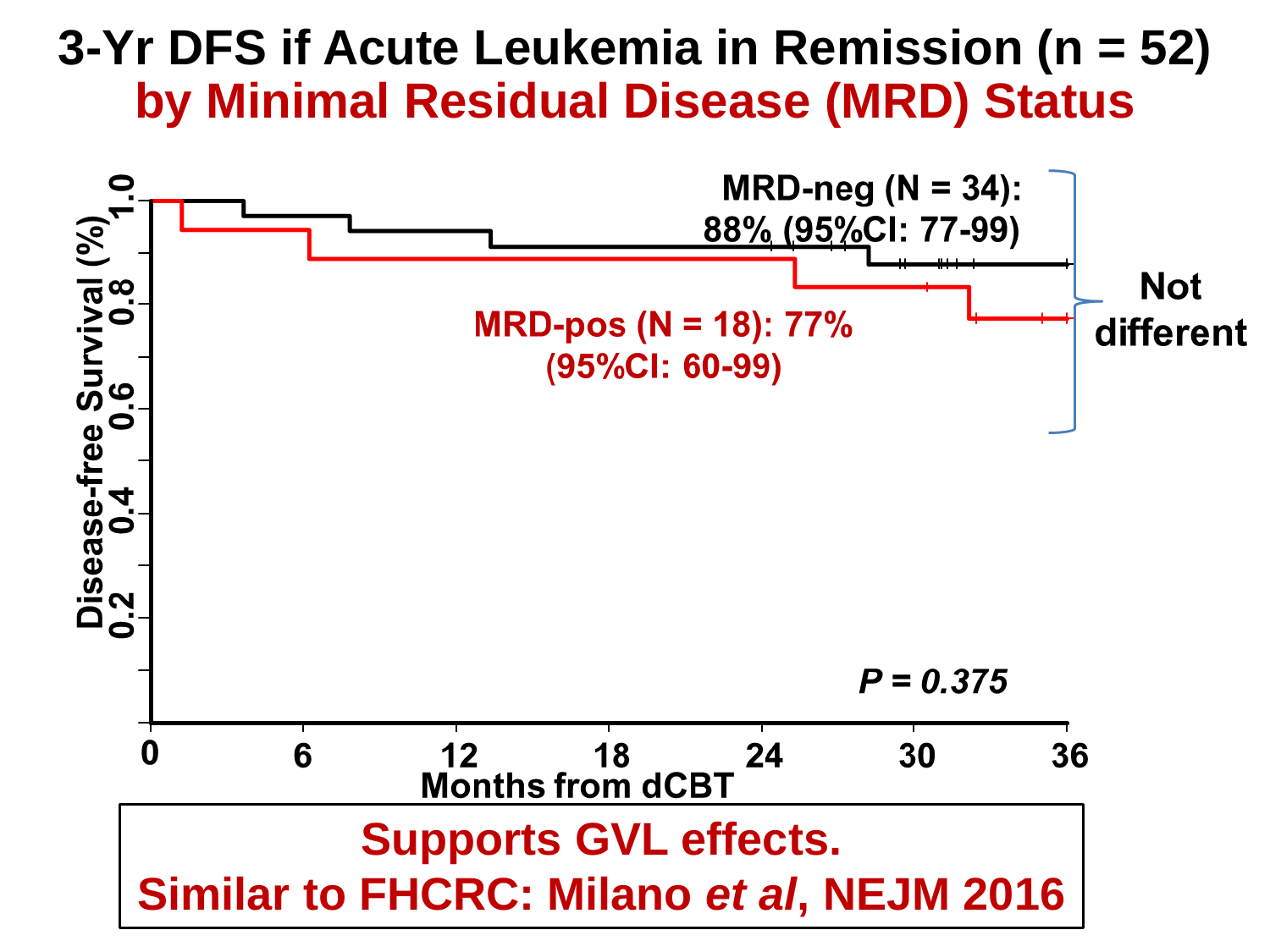# 3-Yr DFS if Acute Leukemia in Remission (n = 52)

## by Minimal Residual Disease (MRD) Status

MRD-neg (N = 34): 88% (95%CI: 77-99)

MRD-pos (N = 18): 77% (95%CI: 60-99)

Not different

*P = 0.375*

Disease-free Survival (%)

Months from dCBT

**Supports GVL effects.**
**Similar to FHCRC: Milano *et al*, NEJM 2016**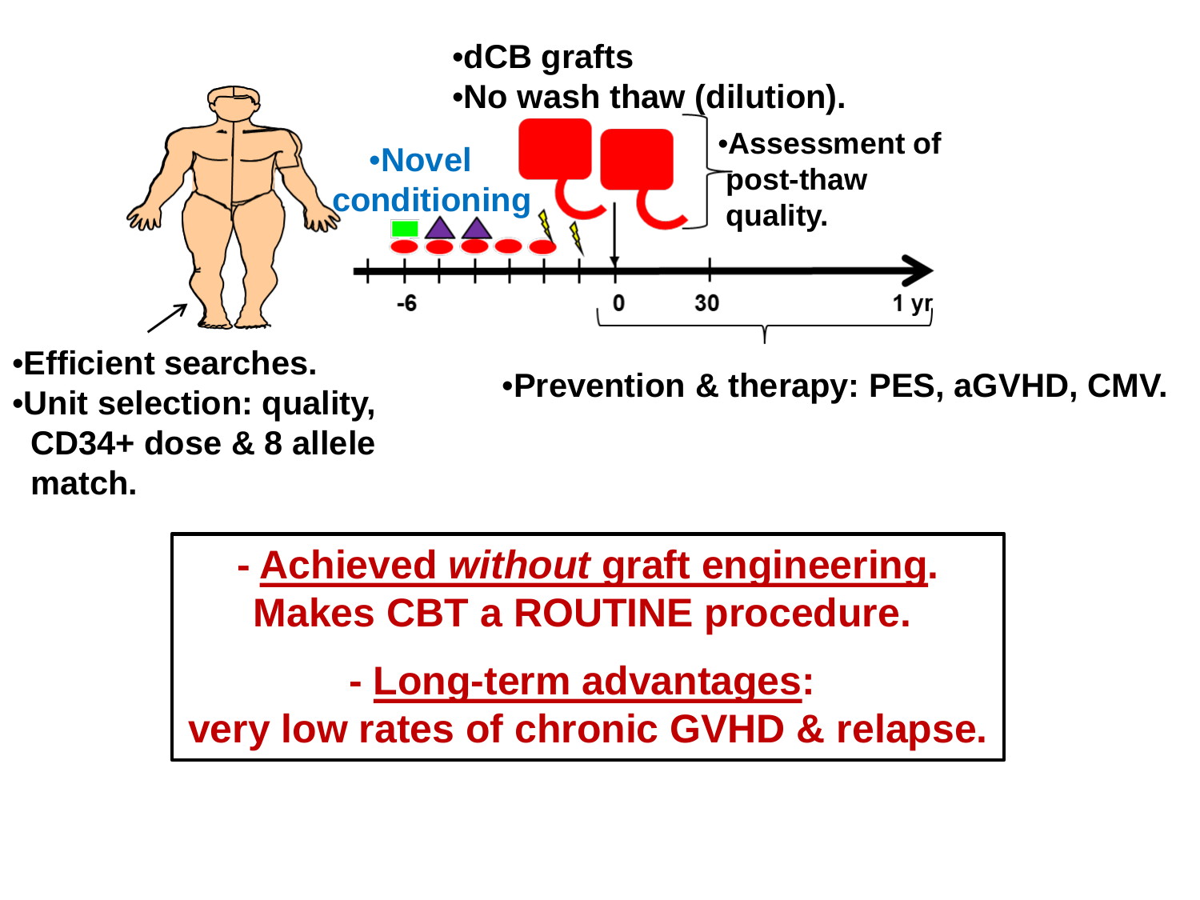- dCB grafts
- No wash thaw (dilution).

- Novel conditioning

- Assessment of post-thaw quality.

-6 0 30 1 yr

- Efficient searches.
- Unit selection: quality, CD34+ dose & 8 allele match.

- Prevention & therapy: PES, aGVHD, CMV.

**- Achieved *without* graft engineering. Makes CBT a ROUTINE procedure.**

**- Long-term advantages: very low rates of chronic GVHD & relapse.**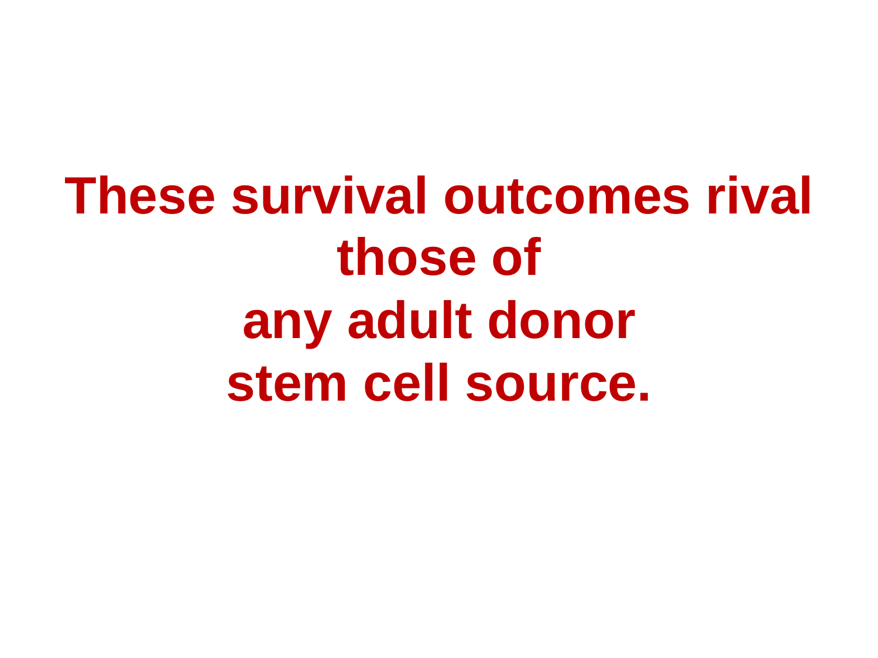# These survival outcomes rival those of any adult donor stem cell source.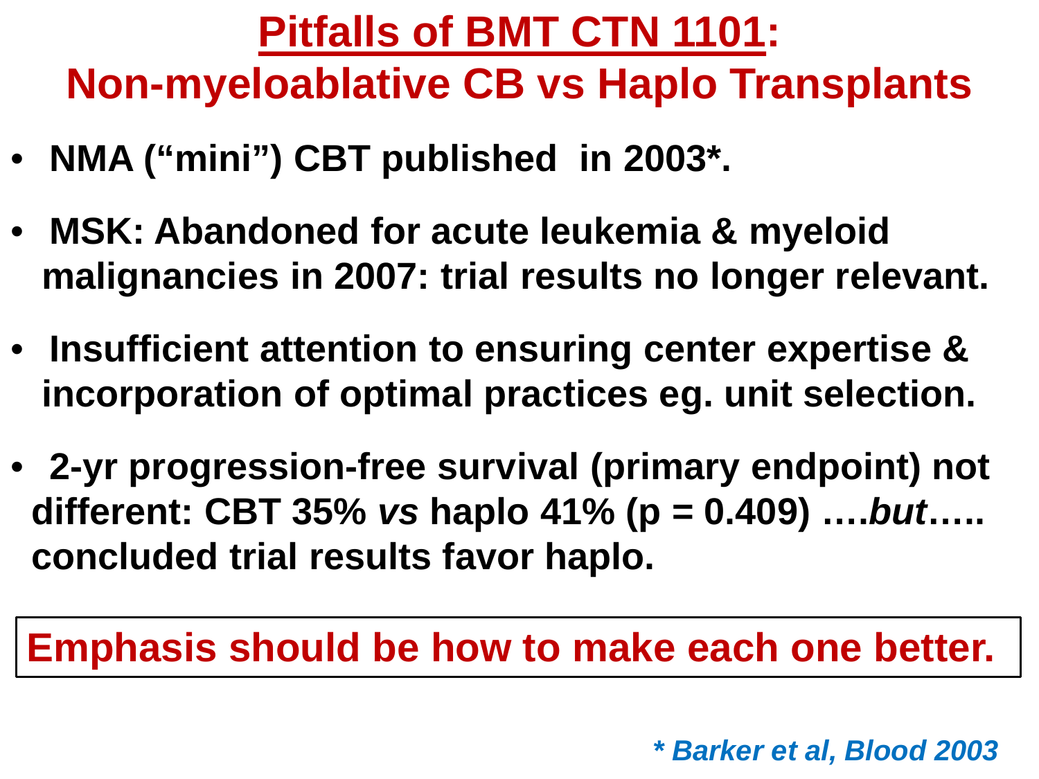# Pitfalls of BMT CTN 1101: Non-myeloablative CB vs Haplo Transplants

- **NMA ("mini") CBT published in 2003*.**
- **MSK: Abandoned for acute leukemia & myeloid malignancies in 2007: trial results no longer relevant.**
- **Insufficient attention to ensuring center expertise & incorporation of optimal practices eg. unit selection.**
- **2-yr progression-free survival (primary endpoint) not different: CBT 35% *vs* haplo 41% (p = 0.409) ….*but*….. concluded trial results favor haplo.**

**Emphasis should be how to make each one better.**

*\* Barker et al, Blood 2003*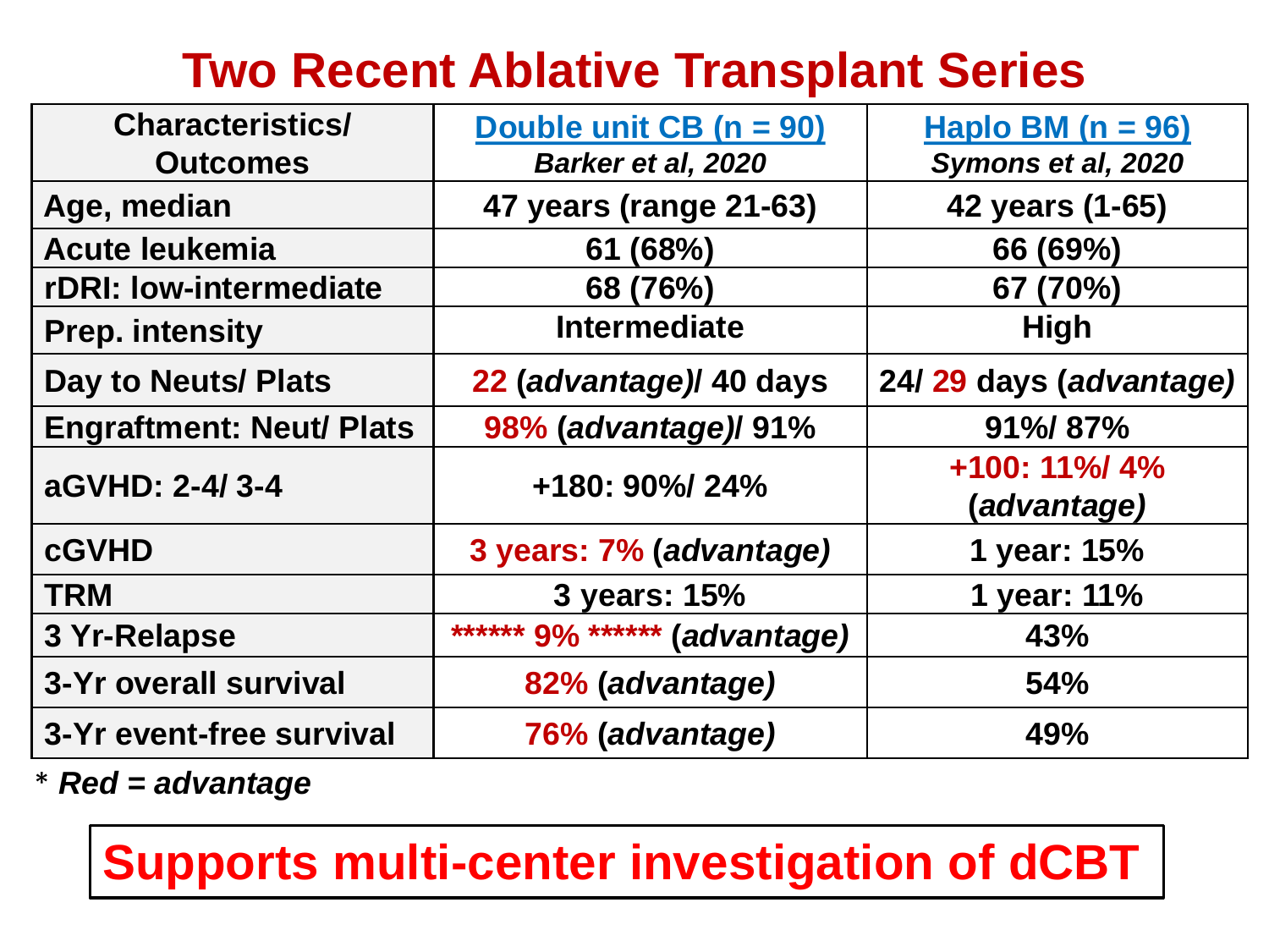# Two Recent Ablative Transplant Series

| Characteristics/ Outcomes | Double unit CB (n = 90) *Barker et al, 2020* | Haplo BM (n = 96) *Symons et al, 2020* |
|---|---|---|
| Age, median | 47 years (range 21-63) | 42 years (1-65) |
| Acute leukemia | 61 (68%) | 66 (69%) |
| rDRI: low-intermediate | 68 (76%) | 67 (70%) |
| Prep. intensity | Intermediate | High |
| Day to Neuts/ Plats | 22 (*advantage*)/ 40 days | 24/ 29 days (*advantage*) |
| Engraftment: Neut/ Plats | 98% (*advantage*)/ 91% | 91%/ 87% |
| aGVHD: 2-4/ 3-4 | +180: 90%/ 24% | +100: 11%/ 4% (*advantage*) |
| cGVHD | 3 years: 7% (*advantage*) | 1 year: 15% |
| TRM | 3 years: 15% | 1 year: 11% |
| 3 Yr-Relapse | ****** 9% ****** (*advantage*) | 43% |
| 3-Yr overall survival | 82% (*advantage*) | 54% |
| 3-Yr event-free survival | 76% (*advantage*) | 49% |

\* *Red = advantage*

**Supports multi-center investigation of dCBT**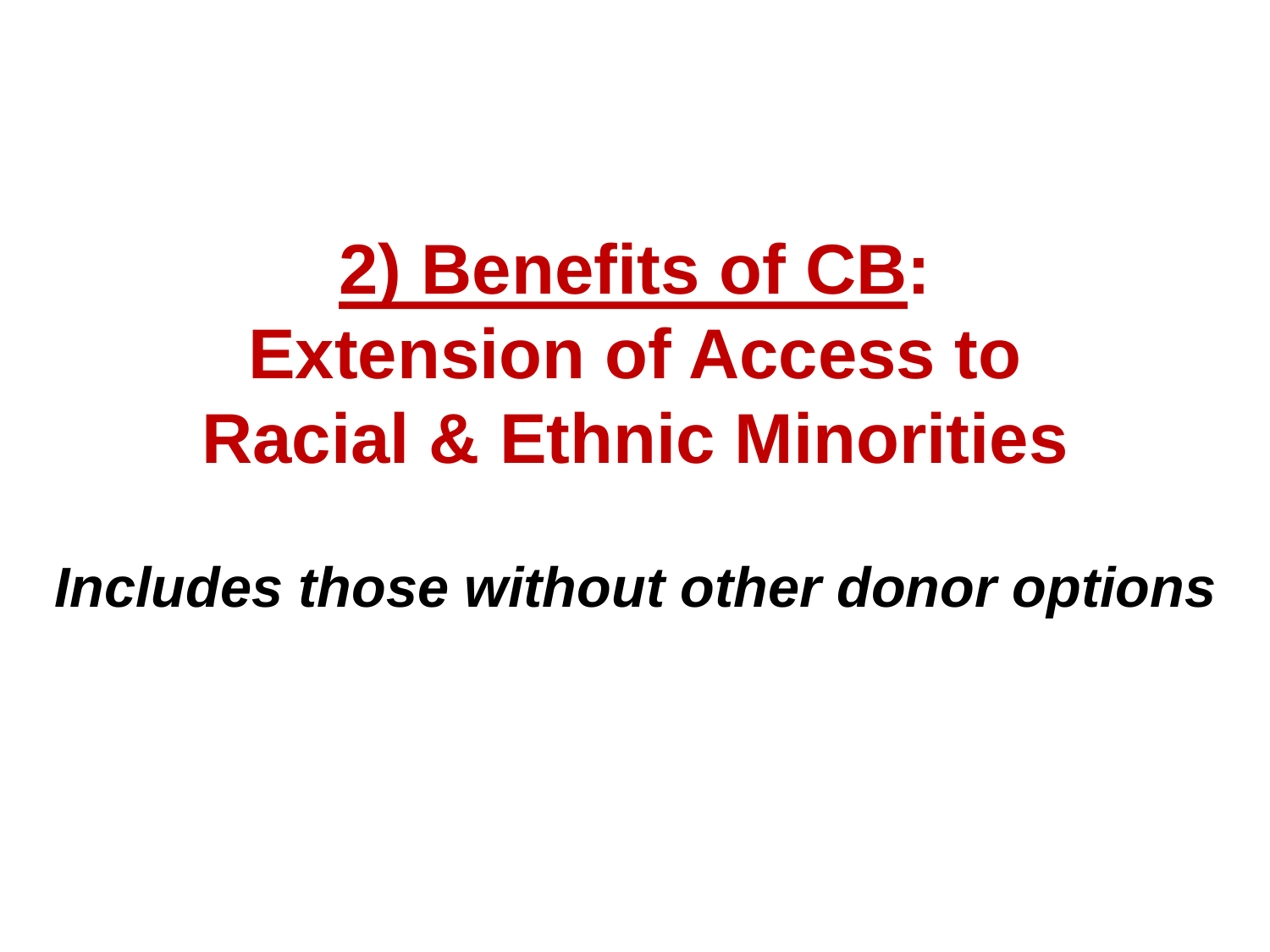# 2) Benefits of CB: Extension of Access to Racial & Ethnic Minorities

***Includes those without other donor options***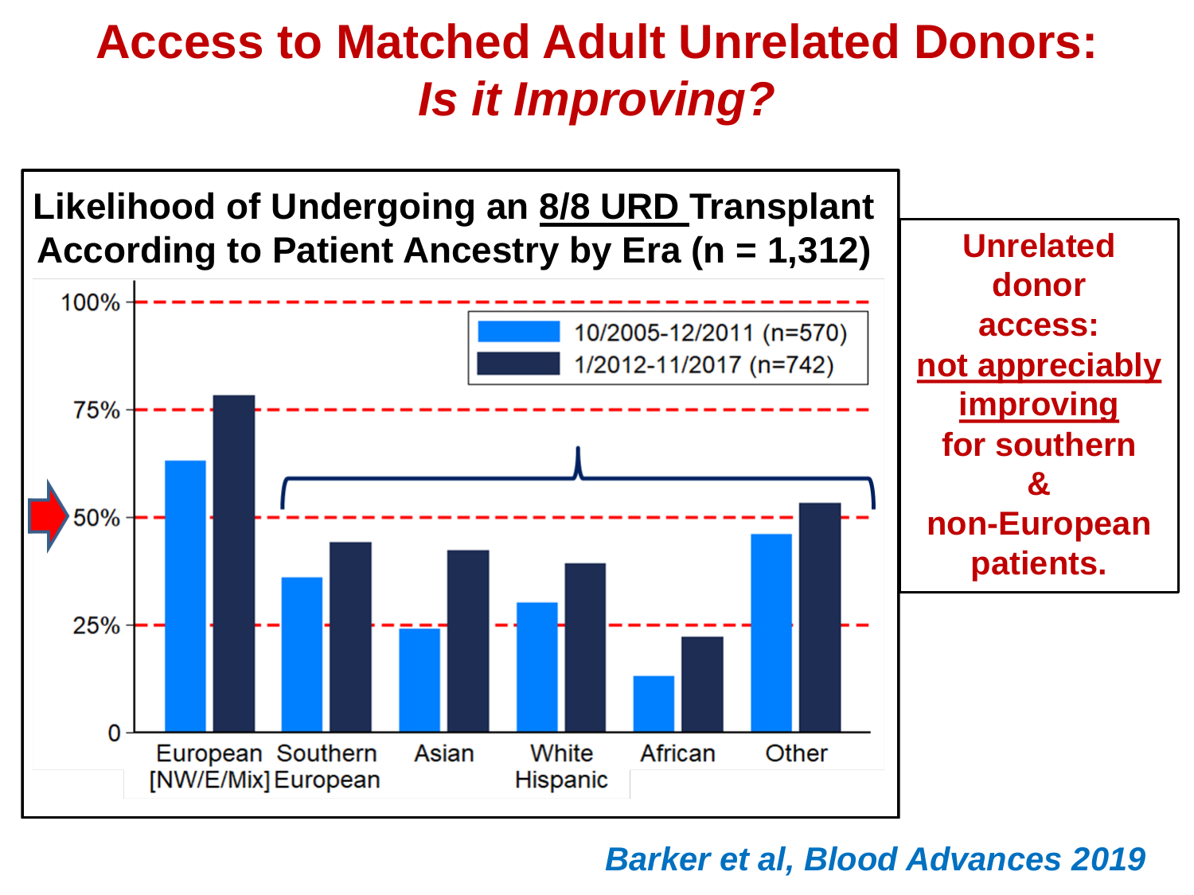# Access to Matched Adult Unrelated Donors: *Is it Improving?*

**Likelihood of Undergoing an 8/8 URD Transplant According to Patient Ancestry by Era (n = 1,312)**

Legend:
- 10/2005-12/2011 (n=570)
- 1/2012-11/2017 (n=742)

Y-axis: 0, 25%, 50%, 75%, 100%

X-axis categories: European [NW/E/Mix], Southern European, Asian, White Hispanic, African, Other

**Unrelated donor access: not appreciably improving for southern & non-European patients.**

*Barker et al, Blood Advances 2019*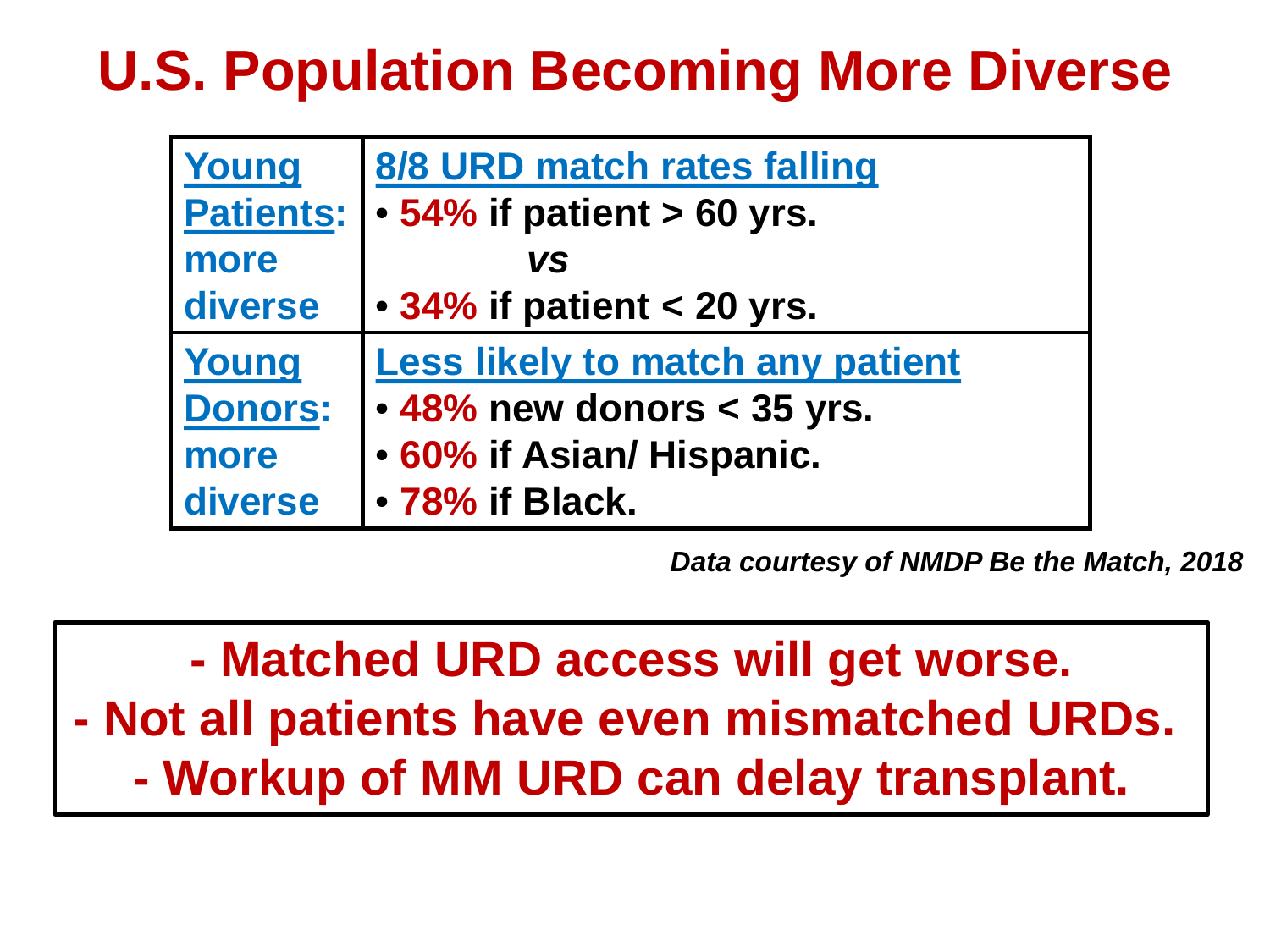# U.S. Population Becoming More Diverse

| **Young Patients:** more diverse | **8/8 URD match rates falling** <br> • **54%** if patient > 60 yrs. <br> *vs* <br> • **34%** if patient < 20 yrs. |
|---|---|
| **Young Donors:** more diverse | **Less likely to match any patient** <br> • **48%** new donors < 35 yrs. <br> • **60%** if Asian/ Hispanic. <br> • **78%** if Black. |

*Data courtesy of NMDP Be the Match, 2018*

**- Matched URD access will get worse.**
**- Not all patients have even mismatched URDs.**
**- Workup of MM URD can delay transplant.**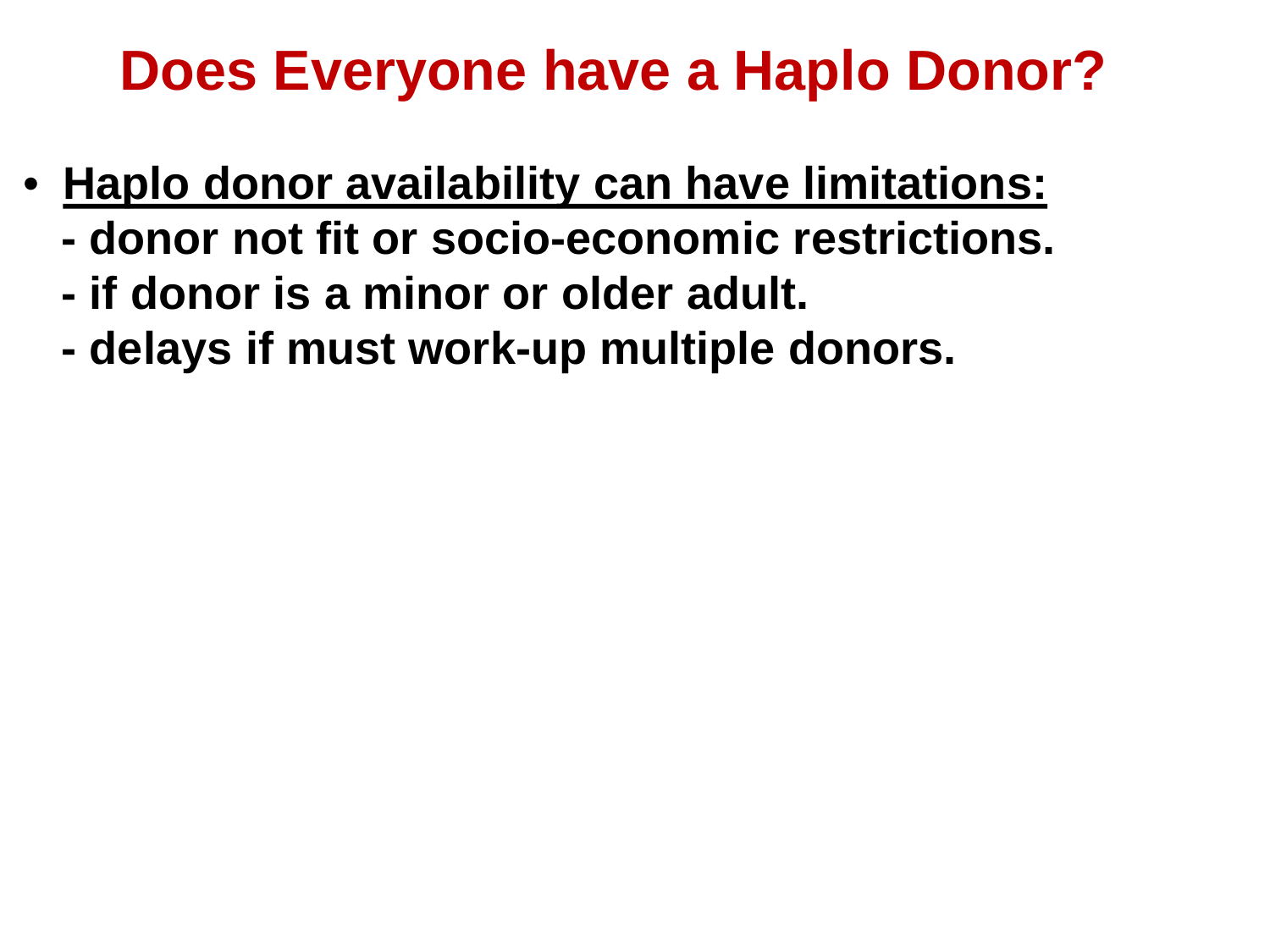# Does Everyone have a Haplo Donor?

- **<u>Haplo donor availability can have limitations:</u>**
  **- donor not fit or socio-economic restrictions.**
  **- if donor is a minor or older adult.**
  **- delays if must work-up multiple donors.**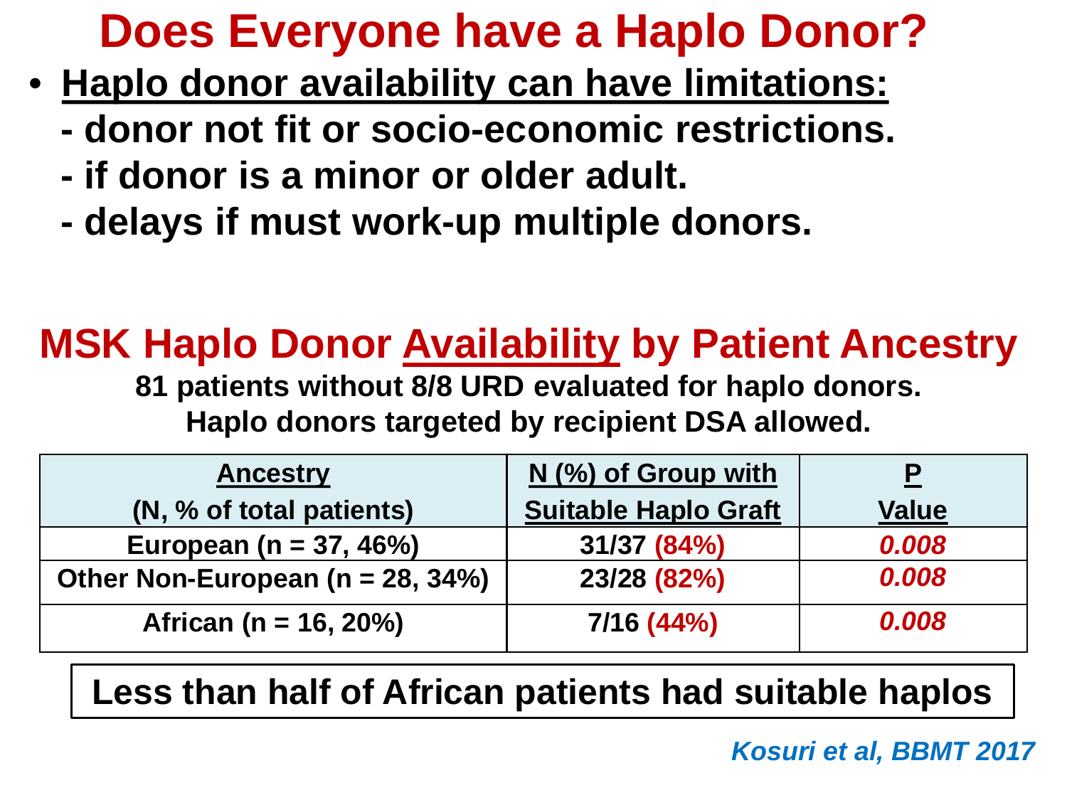# Does Everyone have a Haplo Donor?

- **Haplo donor availability can have limitations:**
  - **- donor not fit or socio-economic restrictions.**
  - **- if donor is a minor or older adult.**
  - **- delays if must work-up multiple donors.**

## MSK Haplo Donor Availability by Patient Ancestry

**81 patients without 8/8 URD evaluated for haplo donors.**
**Haplo donors targeted by recipient DSA allowed.**

| Ancestry (N, % of total patients) | N (%) of Group with Suitable Haplo Graft | P Value |
|---|---|---|
| European (n = 37, 46%) | 31/37 (84%) | *0.008* |
| Other Non-European (n = 28, 34%) | 23/28 (82%) | *0.008* |
| African (n = 16, 20%) | 7/16 (44%) | *0.008* |

**Less than half of African patients had suitable haplos**

*Kosuri et al, BBMT 2017*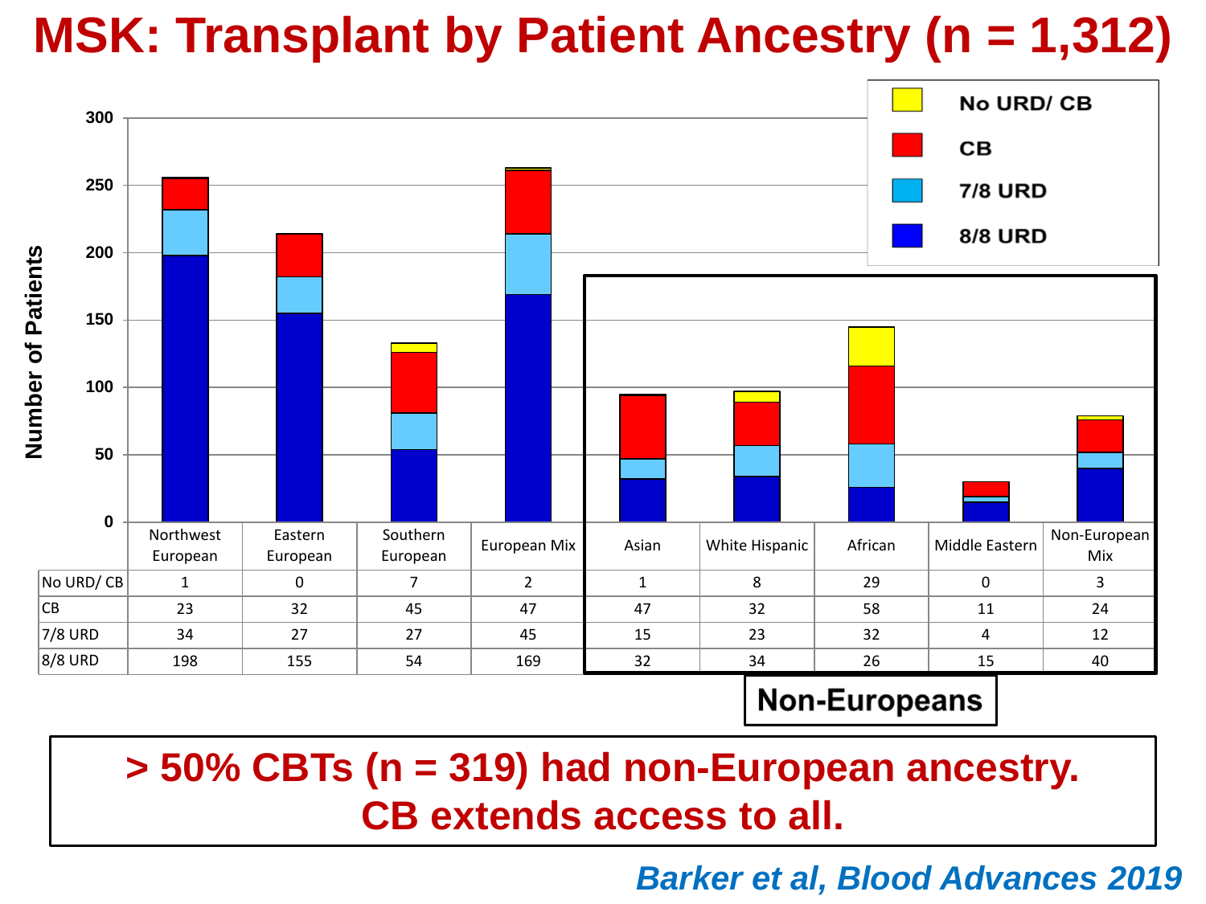# MSK: Transplant by Patient Ancestry (n = 1,312)

| | Northwest European | Eastern European | Southern European | European Mix | Asian | White Hispanic | African | Middle Eastern | Non-European Mix |
|---|---|---|---|---|---|---|---|---|---|
| No URD/ CB | 1 | 0 | 7 | 2 | 1 | 8 | 29 | 0 | 3 |
| CB | 23 | 32 | 45 | 47 | 47 | 32 | 58 | 11 | 24 |
| 7/8 URD | 34 | 27 | 27 | 45 | 15 | 23 | 32 | 4 | 12 |
| 8/8 URD | 198 | 155 | 54 | 169 | 32 | 34 | 26 | 15 | 40 |

Non-Europeans

**> 50% CBTs (n = 319) had non-European ancestry. CB extends access to all.**

*Barker et al, Blood Advances 2019*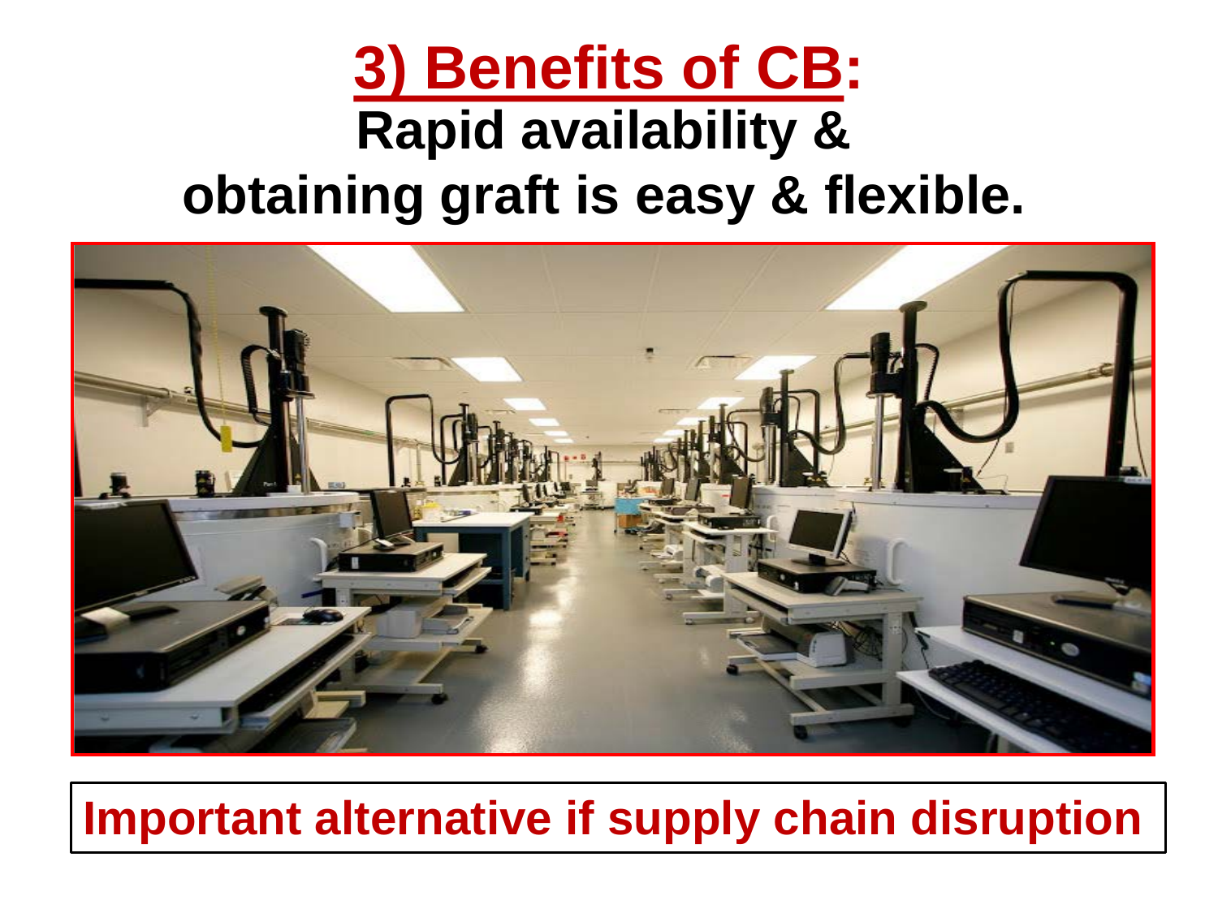# 3) Benefits of CB:

## Rapid availability & obtaining graft is easy & flexible.

**Important alternative if supply chain disruption**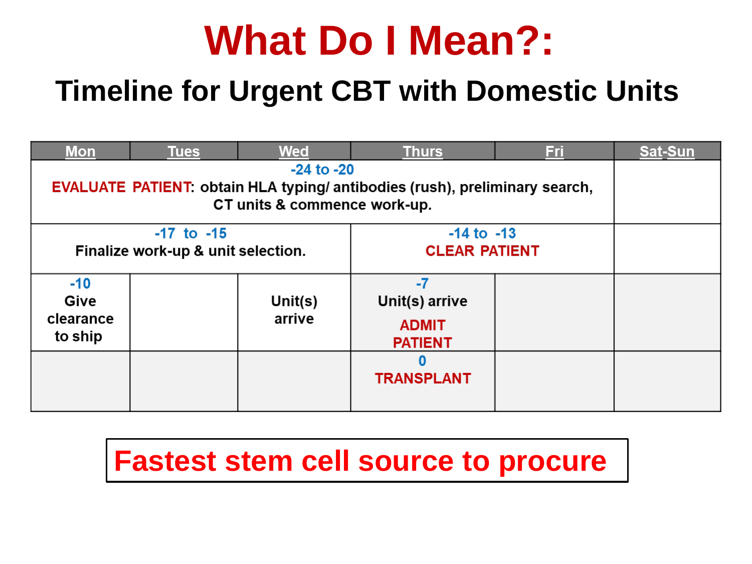# What Do I Mean?:

## Timeline for Urgent CBT with Domestic Units

| Mon | Tues | Wed | Thurs | Fri | Sat-Sun |
|---|---|---|---|---|---|
| -24 to -20 **EVALUATE PATIENT**: obtain HLA typing/ antibodies (rush), preliminary search, CT units & commence work-up. | | | | | |
| -17 to -15 Finalize work-up & unit selection. | | | -14 to -13 **CLEAR PATIENT** | | |
| -10 Give clearance to ship | | Unit(s) arrive | -7 Unit(s) arrive **ADMIT PATIENT** | | |
| | | | 0 **TRANSPLANT** | | |

**Fastest stem cell source to procure**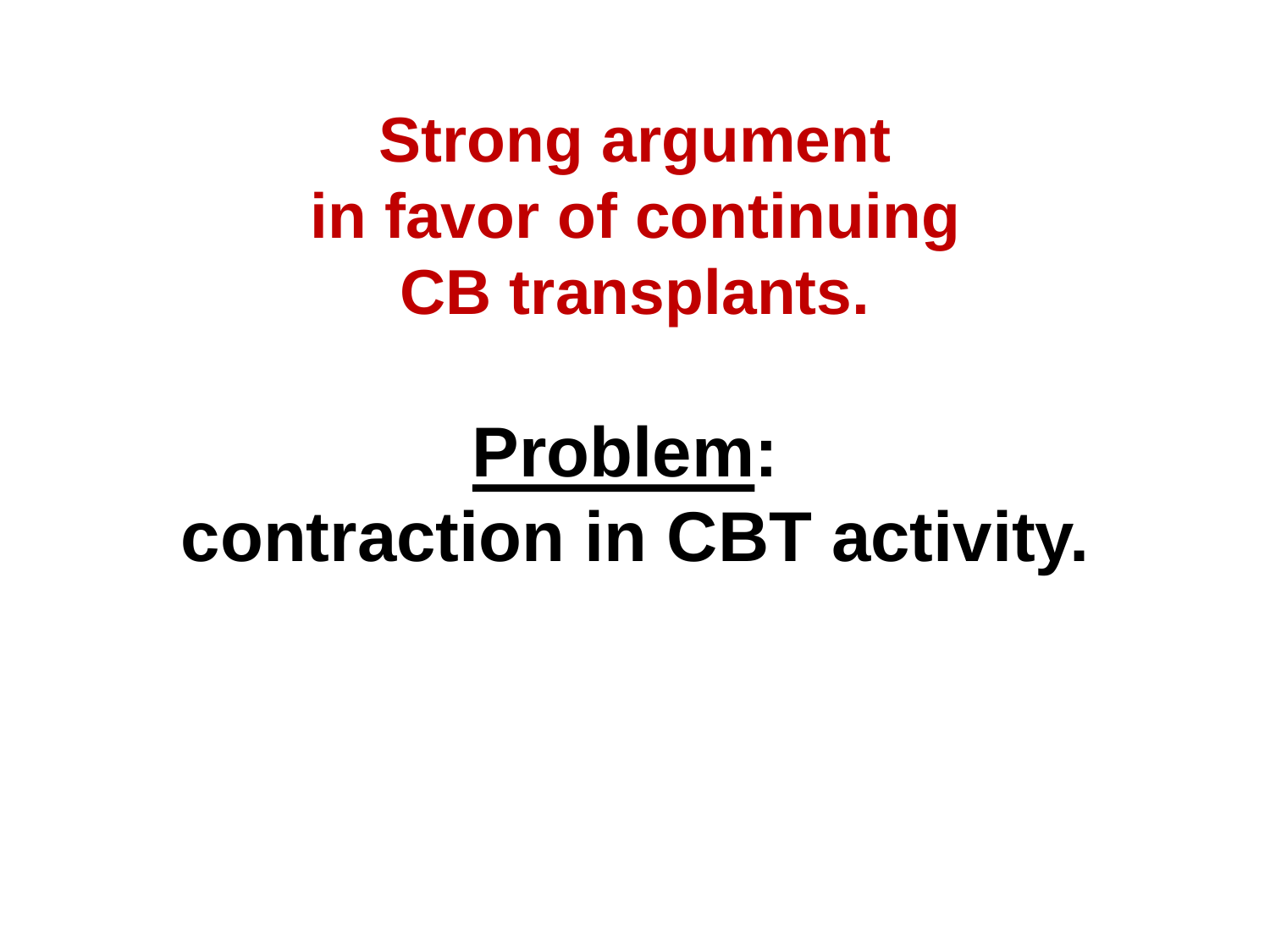**Strong argument in favor of continuing CB transplants.**

**Problem: contraction in CBT activity.**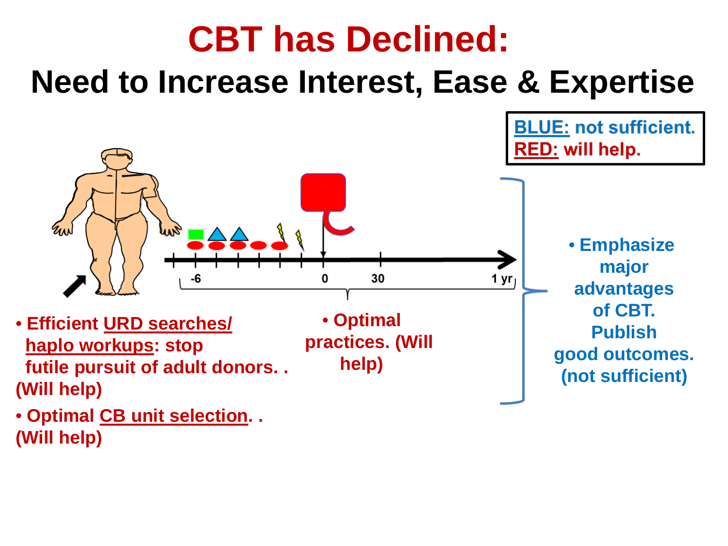# CBT has Declined:

## Need to Increase Interest, Ease & Expertise

**BLUE: not sufficient.**
**RED: will help.**

-6 0 30 1 yr

- **Efficient URD searches/ haplo workups: stop futile pursuit of adult donors. . (Will help)**
- **Optimal CB unit selection. . (Will help)**

- **Optimal practices. (Will help)**

- **Emphasize major advantages of CBT. Publish good outcomes. (not sufficient)**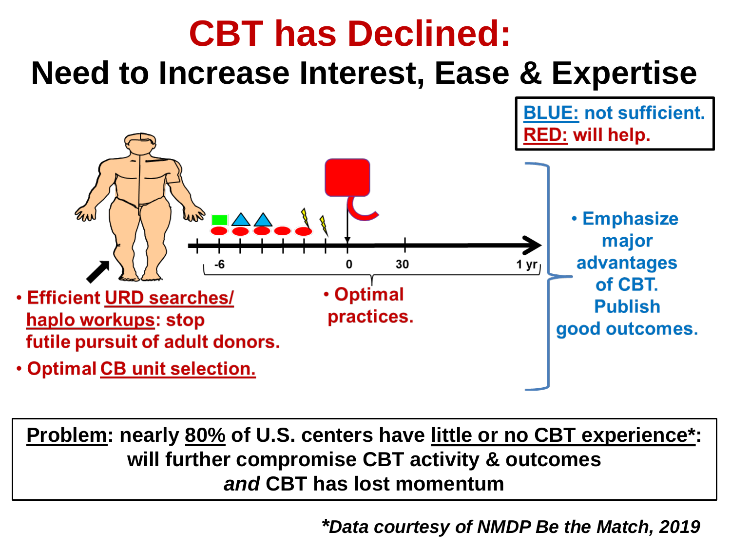# CBT has Declined:

## Need to Increase Interest, Ease & Expertise

**BLUE:** not sufficient.
**RED:** will help.

-6 0 30 1 yr

- Efficient URD searches/ haplo workups: stop futile pursuit of adult donors.
- Optimal CB unit selection.

- Optimal practices.

- Emphasize major advantages of CBT. Publish good outcomes.

**Problem**: nearly 80% of U.S. centers have little or no CBT experience*: will further compromise CBT activity & outcomes *and* CBT has lost momentum

**Data courtesy of NMDP Be the Match, 2019*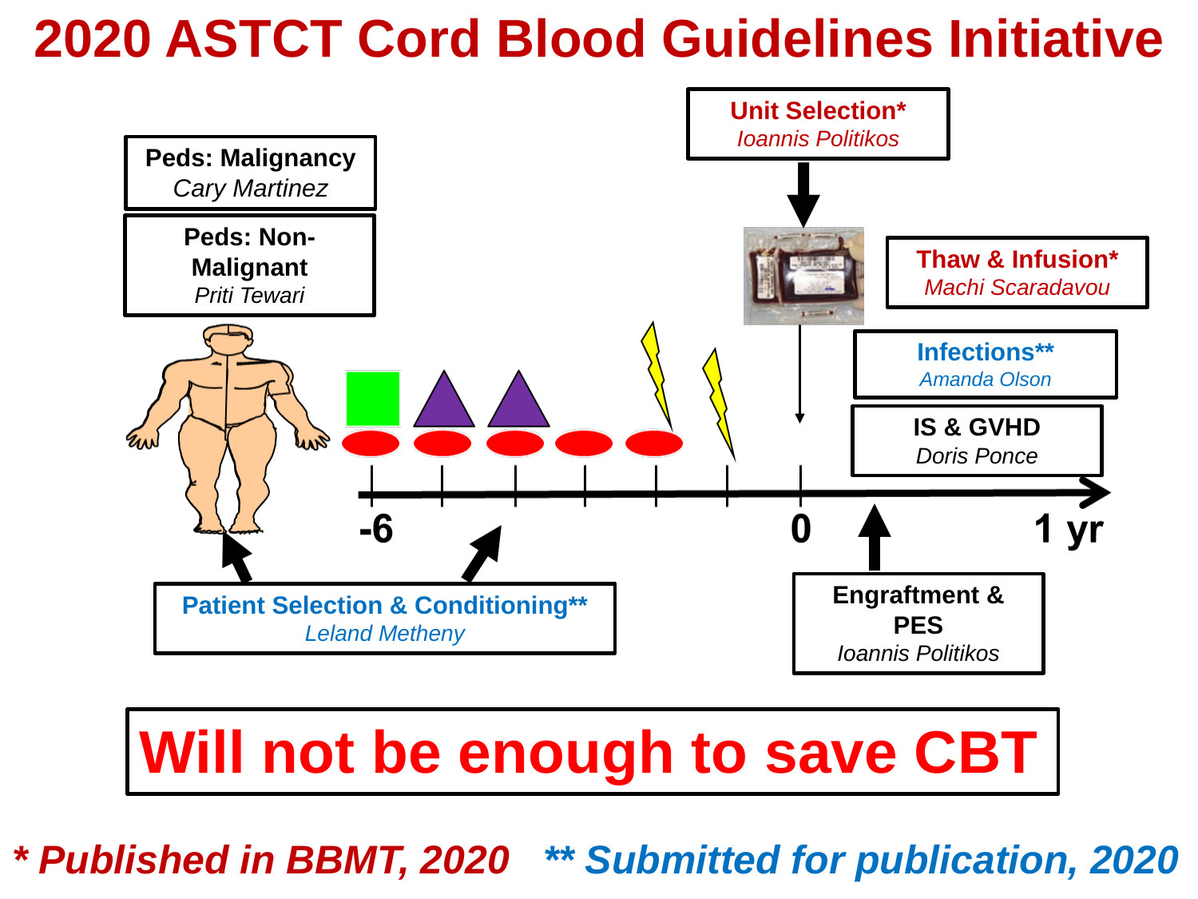# 2020 ASTCT Cord Blood Guidelines Initiative

**Peds: Malignancy**
*Cary Martinez*

**Peds: Non-Malignant**
*Priti Tewari*

**Unit Selection***
*Ioannis Politikos*

**Thaw & Infusion***
*Machi Scaradavou*

**Infections****
*Amanda Olson*

**IS & GVHD**
*Doris Ponce*

-6 — 0 — 1 yr

**Patient Selection & Conditioning****
*Leland Metheny*

**Engraftment & PES**
*Ioannis Politikos*

**Will not be enough to save CBT**

*** Published in BBMT, 2020** **** Submitted for publication, 2020**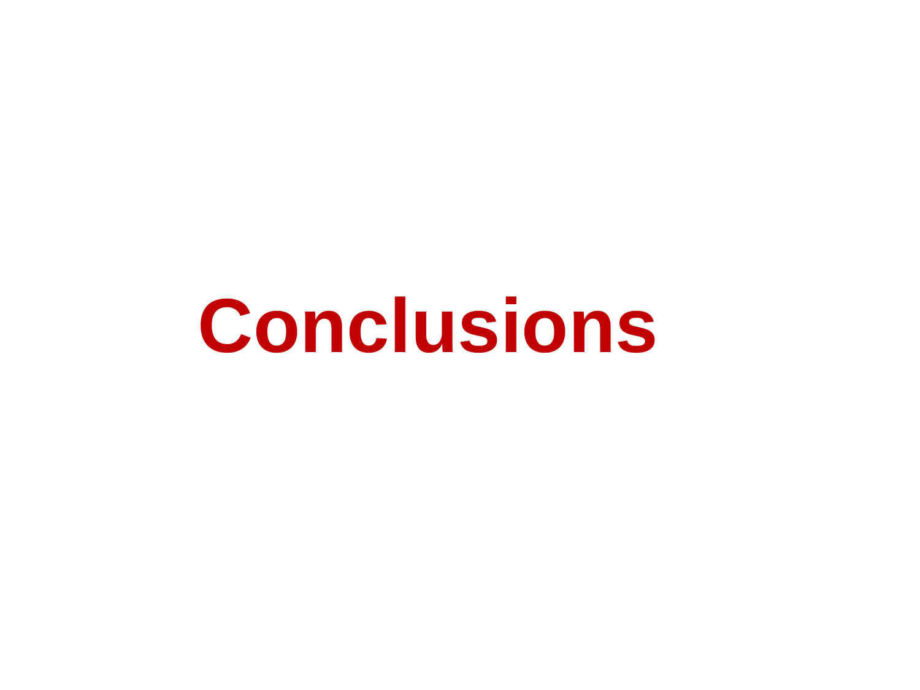# Conclusions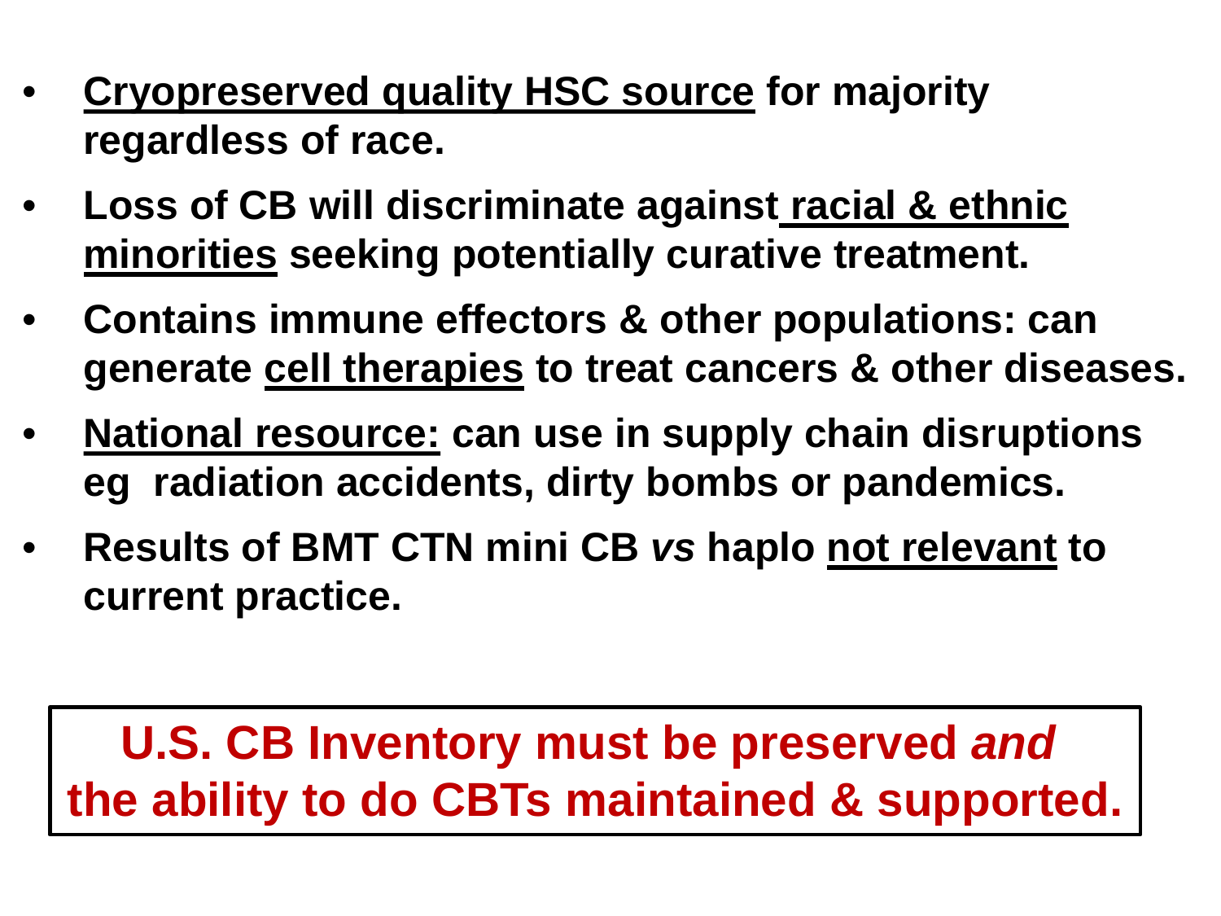- **Cryopreserved quality HSC source for majority regardless of race.**
- **Loss of CB will discriminate against racial & ethnic minorities seeking potentially curative treatment.**
- **Contains immune effectors & other populations: can generate cell therapies to treat cancers & other diseases.**
- **National resource: can use in supply chain disruptions eg radiation accidents, dirty bombs or pandemics.**
- **Results of BMT CTN mini CB *vs* haplo not relevant to current practice.**

**U.S. CB Inventory must be preserved *and* the ability to do CBTs maintained & supported.**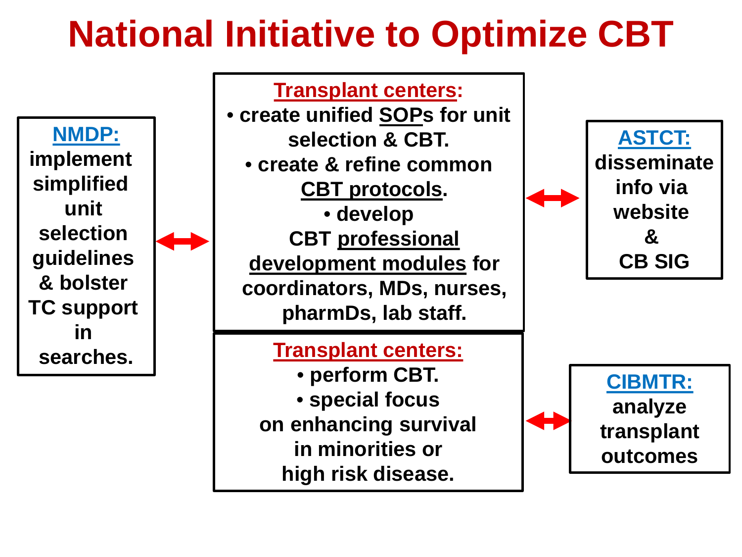# National Initiative to Optimize CBT

**NMDP:** implement simplified unit selection guidelines & bolster TC support in searches.

**Transplant centers:**

- create unified SOPs for unit selection & CBT.
- create & refine common CBT protocols.
- develop CBT professional development modules for coordinators, MDs, nurses, pharmDs, lab staff.

**ASTCT:** disseminate info via website & CB SIG

**Transplant centers:**

- perform CBT.
- special focus on enhancing survival in minorities or high risk disease.

**CIBMTR:** analyze transplant outcomes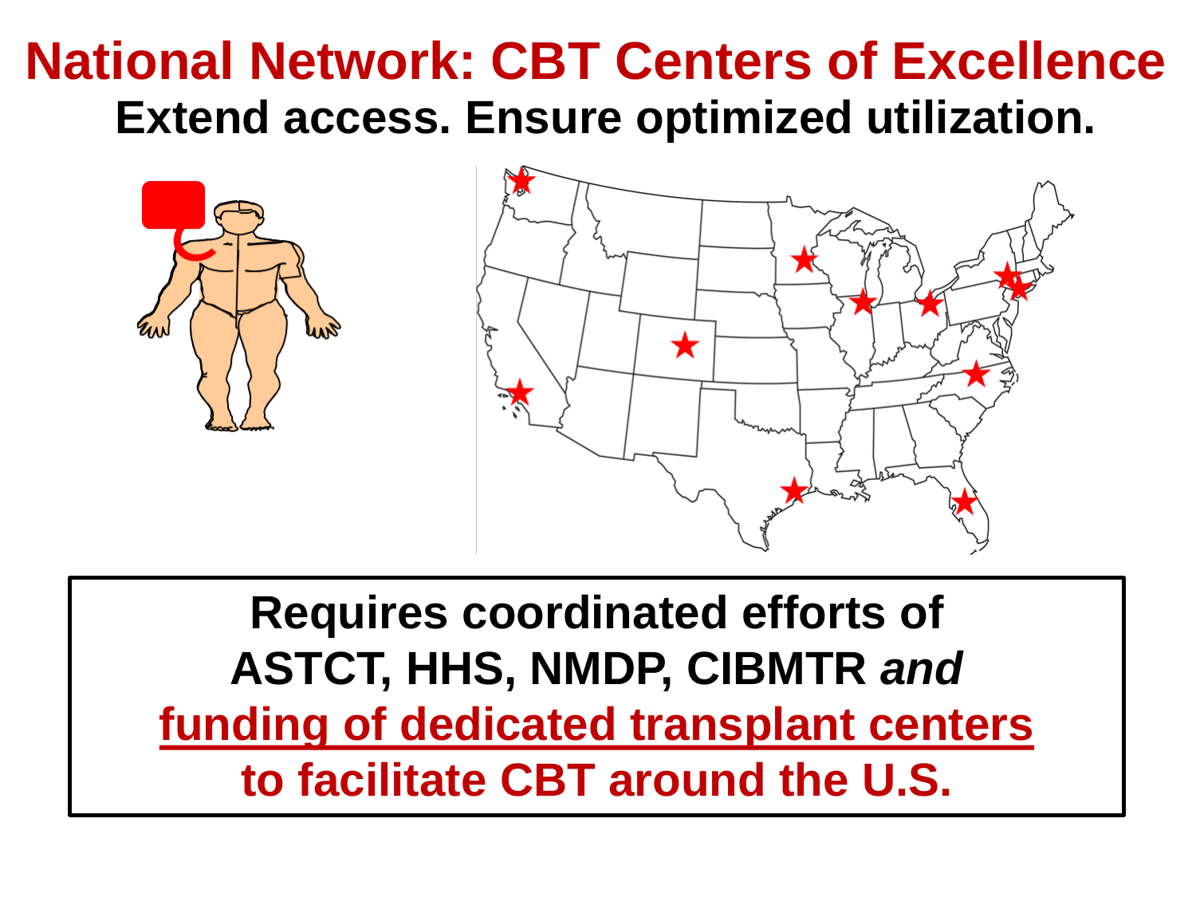# National Network: CBT Centers of Excellence

**Extend access. Ensure optimized utilization.**

**Requires coordinated efforts of ASTCT, HHS, NMDP, CIBMTR *and* funding of dedicated transplant centers to facilitate CBT around the U.S.**